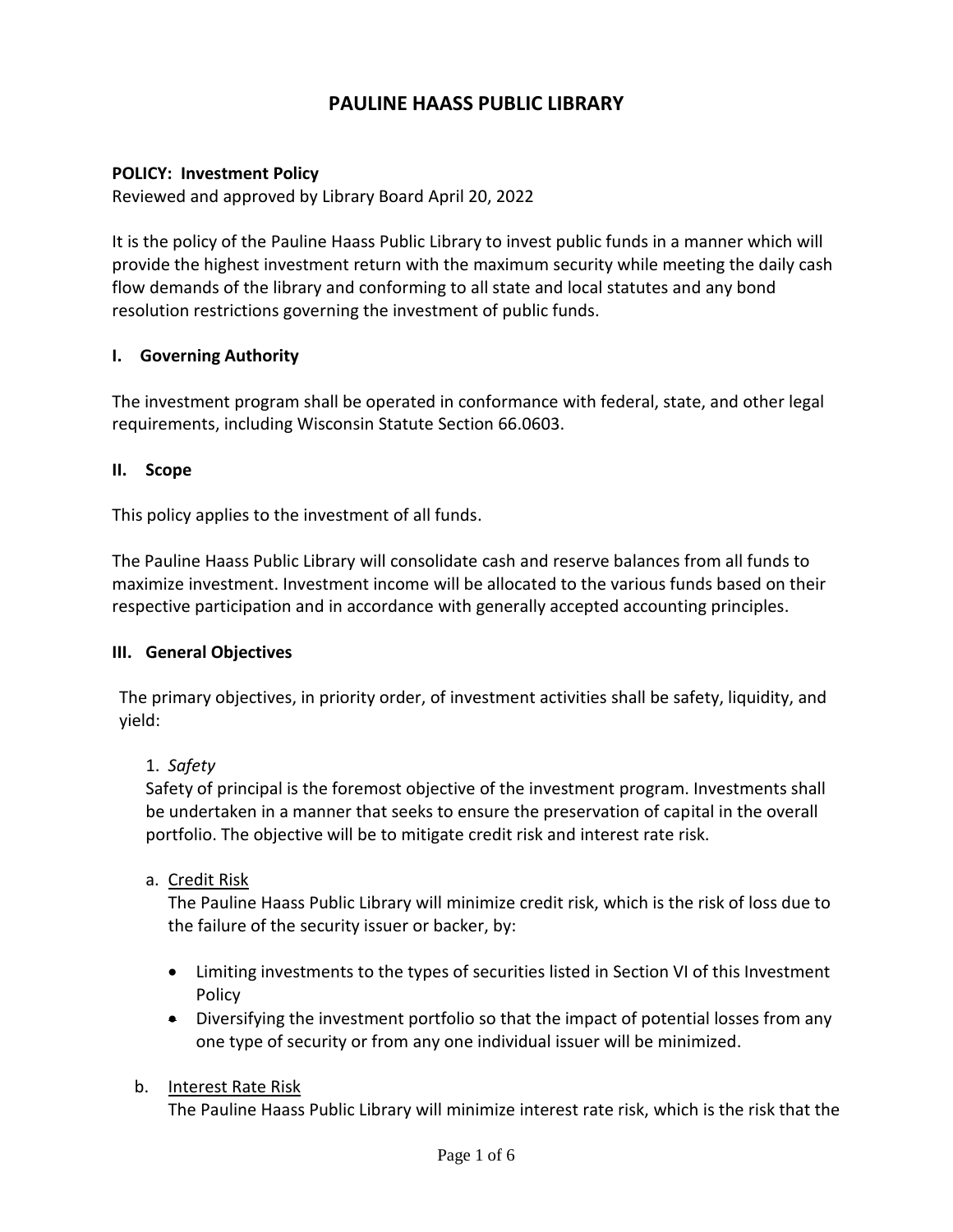# PAULINE HAASS PUBLIC LIBRARY

**POLICY: Investment Policy**
Reviewed and approved by Library Board April 20, 2022

It is the policy of the Pauline Haass Public Library to invest public funds in a manner which will provide the highest investment return with the maximum security while meeting the daily cash flow demands of the library and conforming to all state and local statutes and any bond resolution restrictions governing the investment of public funds.

## I. Governing Authority

The investment program shall be operated in conformance with federal, state, and other legal requirements, including Wisconsin Statute Section 66.0603.

## II. Scope

This policy applies to the investment of all funds.

The Pauline Haass Public Library will consolidate cash and reserve balances from all funds to maximize investment. Investment income will be allocated to the various funds based on their respective participation and in accordance with generally accepted accounting principles.

## III. General Objectives

The primary objectives, in priority order, of investment activities shall be safety, liquidity, and yield:

1. *Safety*
Safety of principal is the foremost objective of the investment program. Investments shall be undertaken in a manner that seeks to ensure the preservation of capital in the overall portfolio. The objective will be to mitigate credit risk and interest rate risk.

a. Credit Risk
The Pauline Haass Public Library will minimize credit risk, which is the risk of loss due to the failure of the security issuer or backer, by:

- Limiting investments to the types of securities listed in Section VI of this Investment Policy
- Diversifying the investment portfolio so that the impact of potential losses from any one type of security or from any one individual issuer will be minimized.

b. Interest Rate Risk
The Pauline Haass Public Library will minimize interest rate risk, which is the risk that the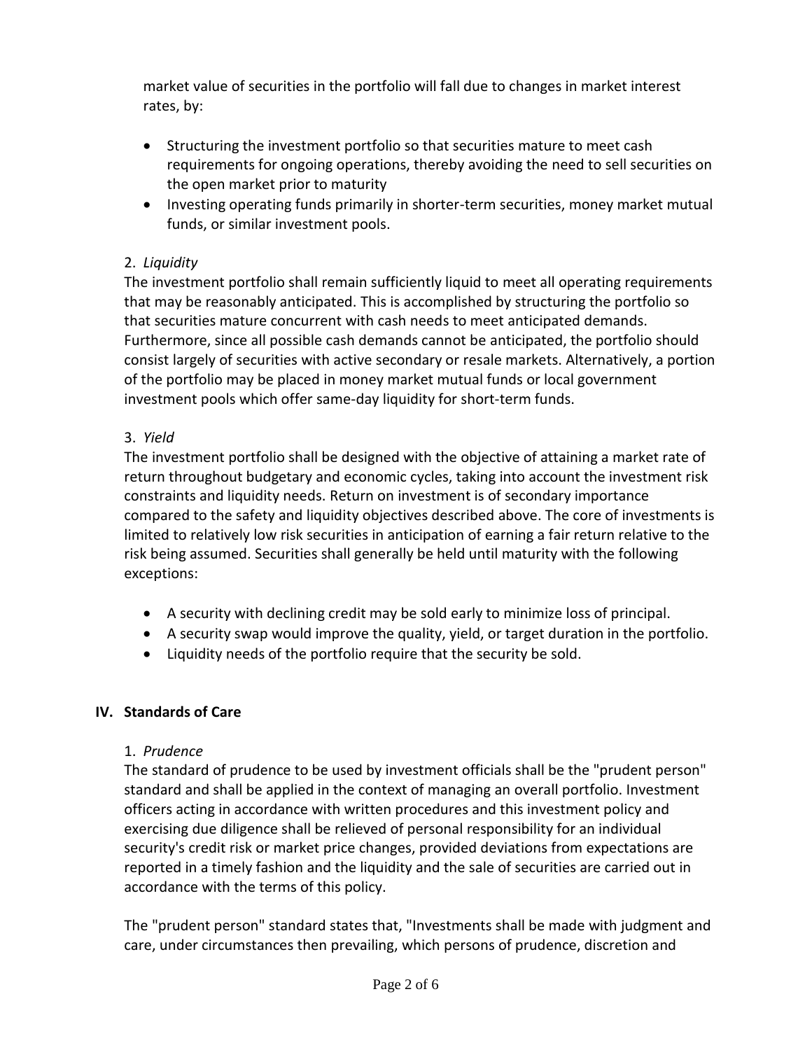market value of securities in the portfolio will fall due to changes in market interest rates, by:

- Structuring the investment portfolio so that securities mature to meet cash requirements for ongoing operations, thereby avoiding the need to sell securities on the open market prior to maturity
- Investing operating funds primarily in shorter-term securities, money market mutual funds, or similar investment pools.

2. *Liquidity*

The investment portfolio shall remain sufficiently liquid to meet all operating requirements that may be reasonably anticipated. This is accomplished by structuring the portfolio so that securities mature concurrent with cash needs to meet anticipated demands. Furthermore, since all possible cash demands cannot be anticipated, the portfolio should consist largely of securities with active secondary or resale markets. Alternatively, a portion of the portfolio may be placed in money market mutual funds or local government investment pools which offer same-day liquidity for short-term funds.

3. *Yield*

The investment portfolio shall be designed with the objective of attaining a market rate of return throughout budgetary and economic cycles, taking into account the investment risk constraints and liquidity needs. Return on investment is of secondary importance compared to the safety and liquidity objectives described above. The core of investments is limited to relatively low risk securities in anticipation of earning a fair return relative to the risk being assumed. Securities shall generally be held until maturity with the following exceptions:

- A security with declining credit may be sold early to minimize loss of principal.
- A security swap would improve the quality, yield, or target duration in the portfolio.
- Liquidity needs of the portfolio require that the security be sold.

## IV. Standards of Care

1. *Prudence*

The standard of prudence to be used by investment officials shall be the "prudent person" standard and shall be applied in the context of managing an overall portfolio. Investment officers acting in accordance with written procedures and this investment policy and exercising due diligence shall be relieved of personal responsibility for an individual security's credit risk or market price changes, provided deviations from expectations are reported in a timely fashion and the liquidity and the sale of securities are carried out in accordance with the terms of this policy.

The "prudent person" standard states that, "Investments shall be made with judgment and care, under circumstances then prevailing, which persons of prudence, discretion and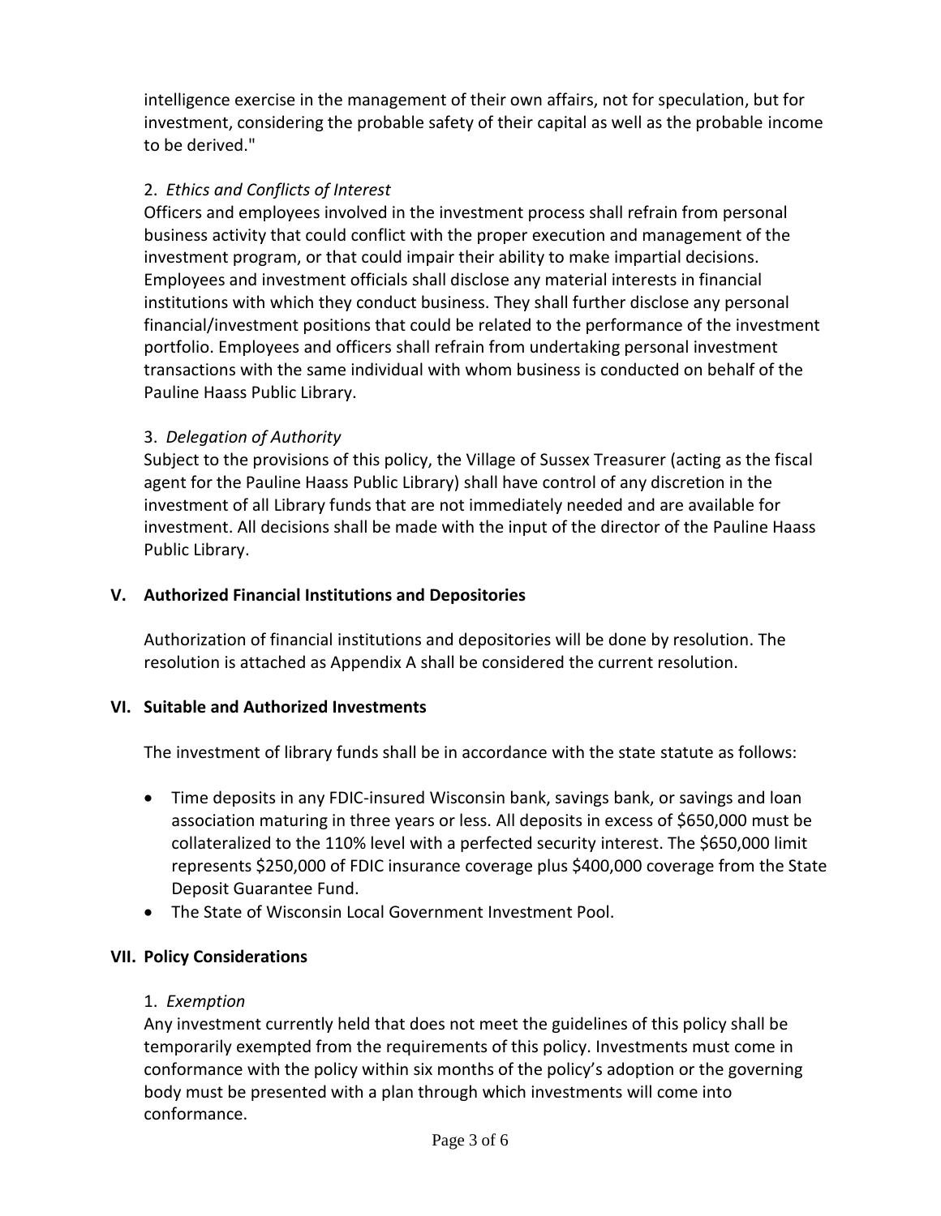intelligence exercise in the management of their own affairs, not for speculation, but for investment, considering the probable safety of their capital as well as the probable income to be derived."

2. *Ethics and Conflicts of Interest*

Officers and employees involved in the investment process shall refrain from personal business activity that could conflict with the proper execution and management of the investment program, or that could impair their ability to make impartial decisions. Employees and investment officials shall disclose any material interests in financial institutions with which they conduct business. They shall further disclose any personal financial/investment positions that could be related to the performance of the investment portfolio. Employees and officers shall refrain from undertaking personal investment transactions with the same individual with whom business is conducted on behalf of the Pauline Haass Public Library.

3. *Delegation of Authority*

Subject to the provisions of this policy, the Village of Sussex Treasurer (acting as the fiscal agent for the Pauline Haass Public Library) shall have control of any discretion in the investment of all Library funds that are not immediately needed and are available for investment. All decisions shall be made with the input of the director of the Pauline Haass Public Library.

## V. Authorized Financial Institutions and Depositories

Authorization of financial institutions and depositories will be done by resolution. The resolution is attached as Appendix A shall be considered the current resolution.

## VI. Suitable and Authorized Investments

The investment of library funds shall be in accordance with the state statute as follows:

- Time deposits in any FDIC-insured Wisconsin bank, savings bank, or savings and loan association maturing in three years or less. All deposits in excess of $650,000 must be collateralized to the 110% level with a perfected security interest. The $650,000 limit represents $250,000 of FDIC insurance coverage plus $400,000 coverage from the State Deposit Guarantee Fund.
- The State of Wisconsin Local Government Investment Pool.

## VII. Policy Considerations

1. *Exemption*

Any investment currently held that does not meet the guidelines of this policy shall be temporarily exempted from the requirements of this policy. Investments must come in conformance with the policy within six months of the policy's adoption or the governing body must be presented with a plan through which investments will come into conformance.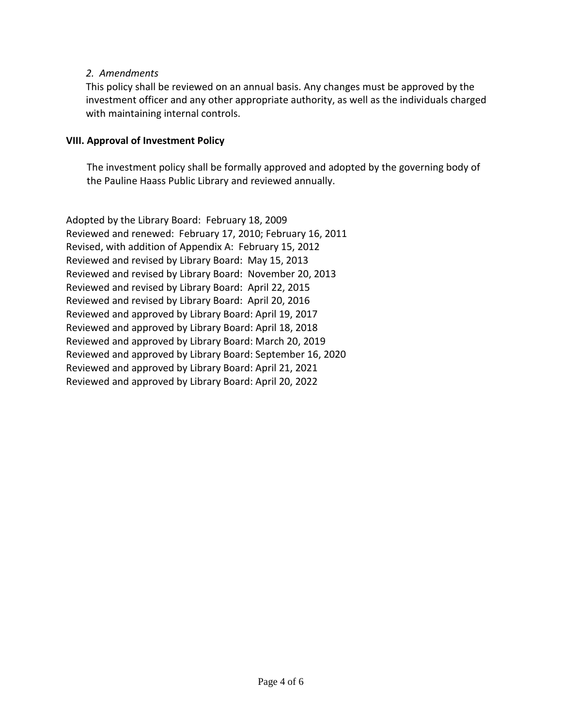*2. Amendments*

This policy shall be reviewed on an annual basis. Any changes must be approved by the investment officer and any other appropriate authority, as well as the individuals charged with maintaining internal controls.

## VIII. Approval of Investment Policy

The investment policy shall be formally approved and adopted by the governing body of the Pauline Haass Public Library and reviewed annually.

Adopted by the Library Board: February 18, 2009
Reviewed and renewed: February 17, 2010; February 16, 2011
Revised, with addition of Appendix A: February 15, 2012
Reviewed and revised by Library Board: May 15, 2013
Reviewed and revised by Library Board: November 20, 2013
Reviewed and revised by Library Board: April 22, 2015
Reviewed and revised by Library Board: April 20, 2016
Reviewed and approved by Library Board: April 19, 2017
Reviewed and approved by Library Board: April 18, 2018
Reviewed and approved by Library Board: March 20, 2019
Reviewed and approved by Library Board: September 16, 2020
Reviewed and approved by Library Board: April 21, 2021
Reviewed and approved by Library Board: April 20, 2022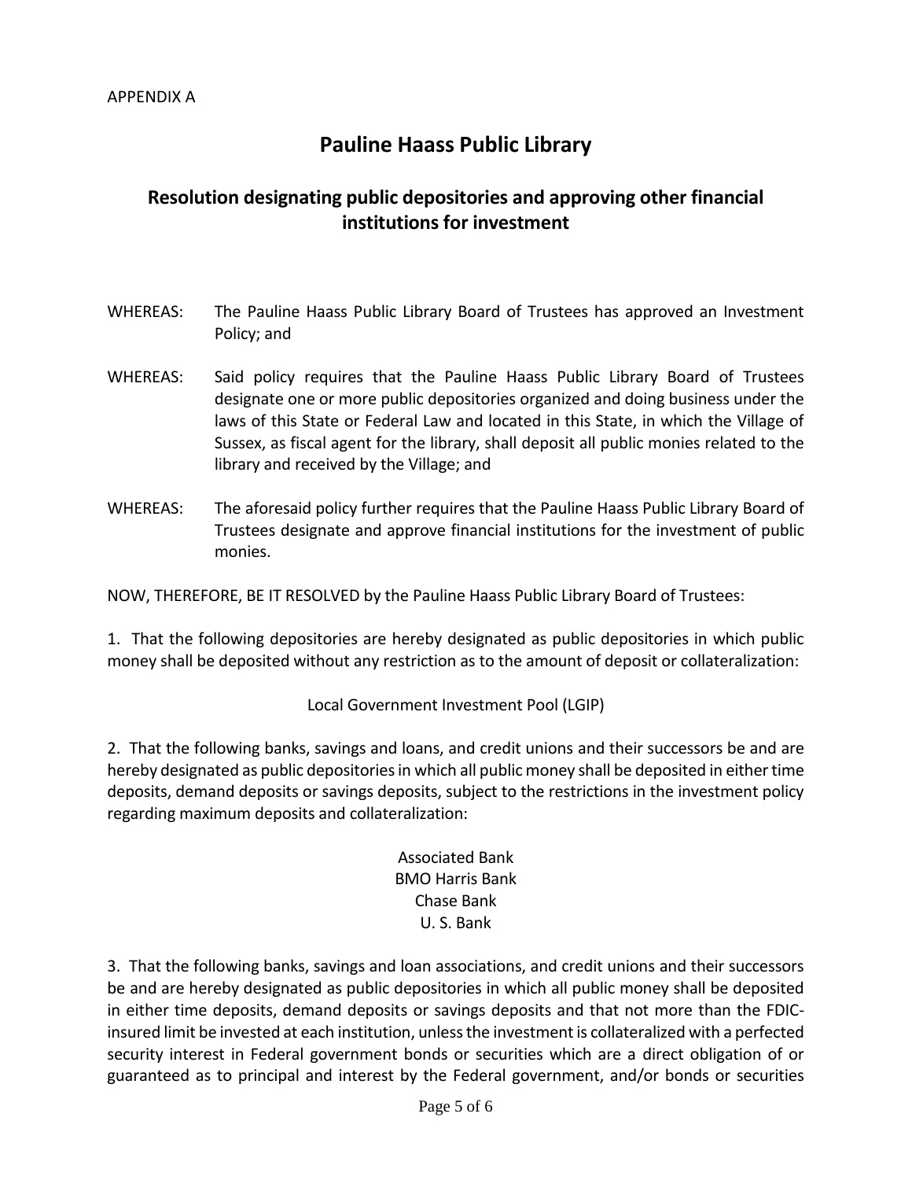APPENDIX A

# Pauline Haass Public Library

## Resolution designating public depositories and approving other financial institutions for investment

WHEREAS: The Pauline Haass Public Library Board of Trustees has approved an Investment Policy; and

WHEREAS: Said policy requires that the Pauline Haass Public Library Board of Trustees designate one or more public depositories organized and doing business under the laws of this State or Federal Law and located in this State, in which the Village of Sussex, as fiscal agent for the library, shall deposit all public monies related to the library and received by the Village; and

WHEREAS: The aforesaid policy further requires that the Pauline Haass Public Library Board of Trustees designate and approve financial institutions for the investment of public monies.

NOW, THEREFORE, BE IT RESOLVED by the Pauline Haass Public Library Board of Trustees:

1. That the following depositories are hereby designated as public depositories in which public money shall be deposited without any restriction as to the amount of deposit or collateralization:

Local Government Investment Pool (LGIP)

2. That the following banks, savings and loans, and credit unions and their successors be and are hereby designated as public depositories in which all public money shall be deposited in either time deposits, demand deposits or savings deposits, subject to the restrictions in the investment policy regarding maximum deposits and collateralization:

Associated Bank
BMO Harris Bank
Chase Bank
U. S. Bank

3. That the following banks, savings and loan associations, and credit unions and their successors be and are hereby designated as public depositories in which all public money shall be deposited in either time deposits, demand deposits or savings deposits and that not more than the FDIC-insured limit be invested at each institution, unless the investment is collateralized with a perfected security interest in Federal government bonds or securities which are a direct obligation of or guaranteed as to principal and interest by the Federal government, and/or bonds or securities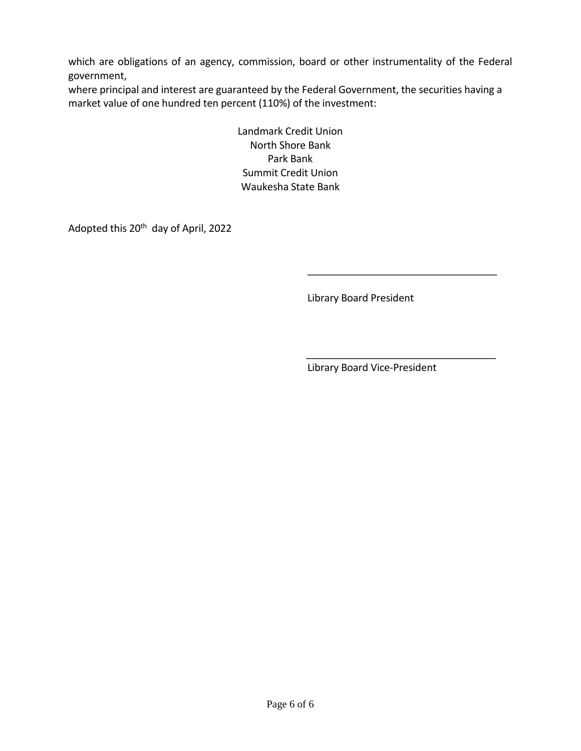which are obligations of an agency, commission, board or other instrumentality of the Federal government,
where principal and interest are guaranteed by the Federal Government, the securities having a market value of one hundred ten percent (110%) of the investment:

Landmark Credit Union
North Shore Bank
Park Bank
Summit Credit Union
Waukesha State Bank

Adopted this 20th day of April, 2022

\_\_\_\_\_\_\_\_\_\_\_\_\_\_\_\_\_\_\_\_\_\_\_\_\_\_\_\_\_\_\_\_\_\_

Library Board President

\_\_\_\_\_\_\_\_\_\_\_\_\_\_\_\_\_\_\_\_\_\_\_\_\_\_\_\_\_\_\_\_\_\_

Library Board Vice-President